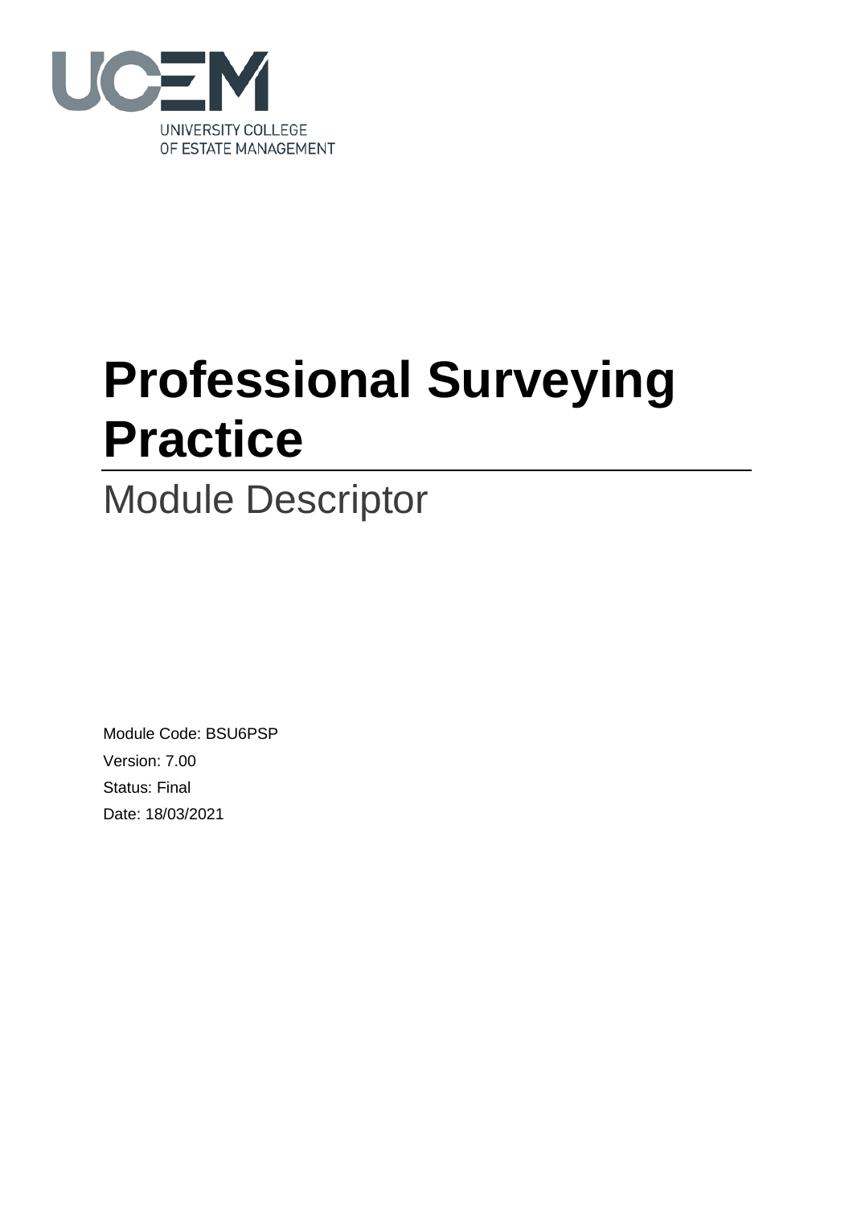UNIVERSITY COLLEGE OF ESTATE MANAGEMENT

# Professional Surveying Practice

## Module Descriptor

Module Code: BSU6PSP

Version: 7.00

Status: Final

Date: 18/03/2021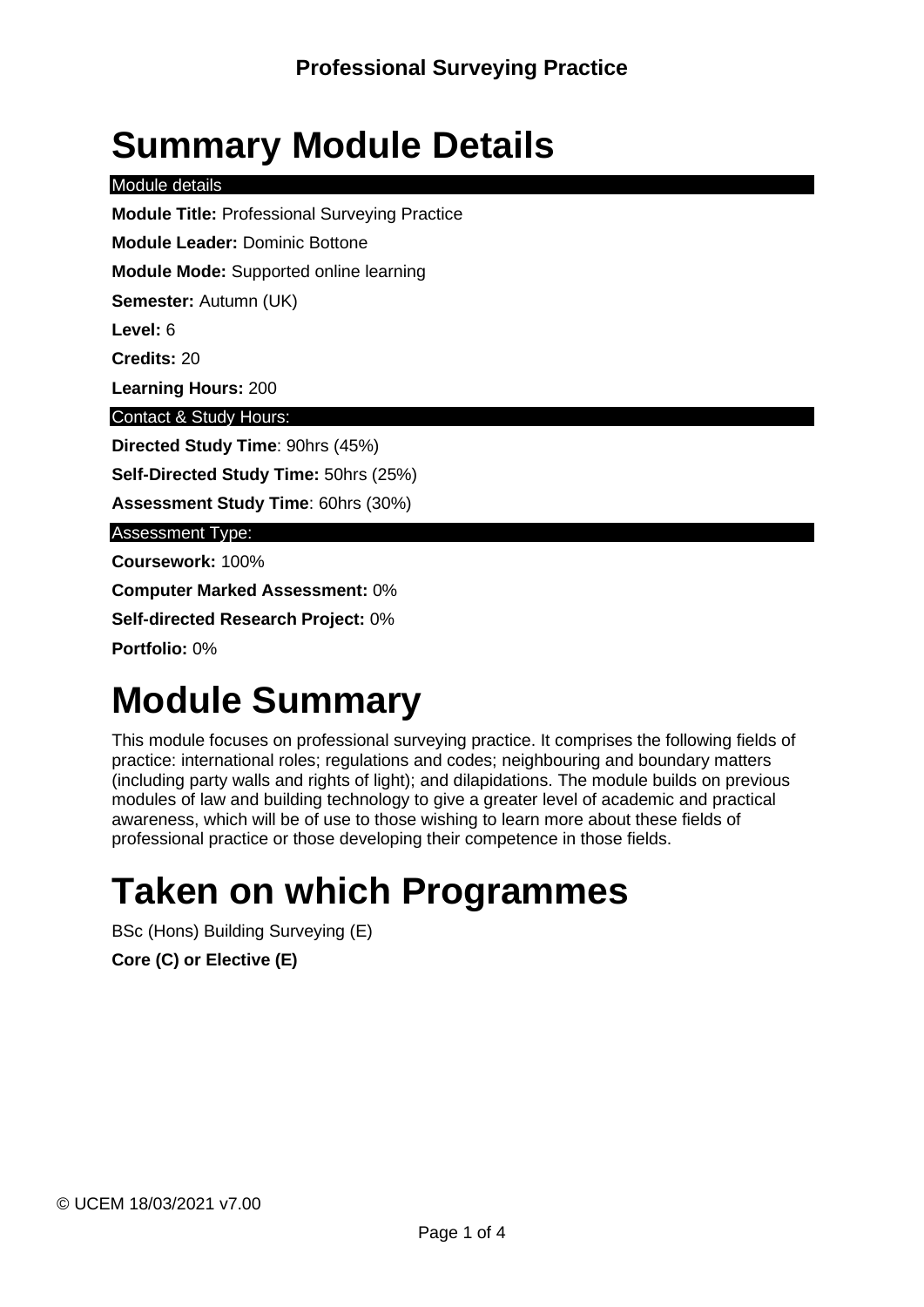# Summary Module Details

Module details

**Module Title:** Professional Surveying Practice

**Module Leader:** Dominic Bottone

**Module Mode:** Supported online learning

**Semester:** Autumn (UK)

**Level:** 6

**Credits:** 20

**Learning Hours:** 200

Contact & Study Hours:

**Directed Study Time**: 90hrs (45%)

**Self-Directed Study Time:** 50hrs (25%)

**Assessment Study Time**: 60hrs (30%)

Assessment Type:

**Coursework:** 100%

**Computer Marked Assessment:** 0%

**Self-directed Research Project:** 0%

**Portfolio:** 0%

# Module Summary

This module focuses on professional surveying practice. It comprises the following fields of practice: international roles; regulations and codes; neighbouring and boundary matters (including party walls and rights of light); and dilapidations. The module builds on previous modules of law and building technology to give a greater level of academic and practical awareness, which will be of use to those wishing to learn more about these fields of professional practice or those developing their competence in those fields.

# Taken on which Programmes

BSc (Hons) Building Surveying (E)

**Core (C) or Elective (E)**

© UCEM 18/03/2021 v7.00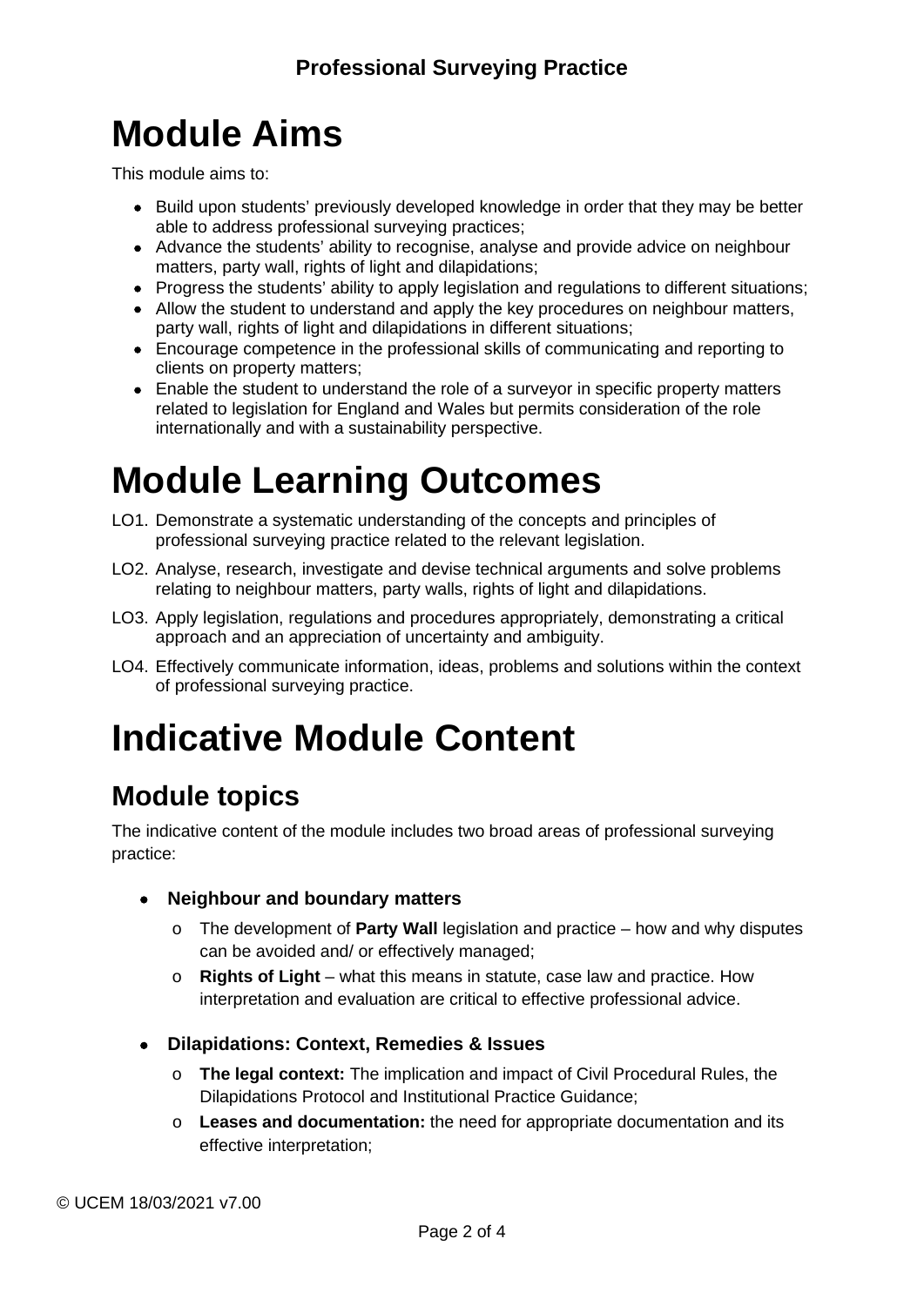# Module Aims

This module aims to:

- Build upon students' previously developed knowledge in order that they may be better able to address professional surveying practices;
- Advance the students' ability to recognise, analyse and provide advice on neighbour matters, party wall, rights of light and dilapidations;
- Progress the students' ability to apply legislation and regulations to different situations;
- Allow the student to understand and apply the key procedures on neighbour matters, party wall, rights of light and dilapidations in different situations;
- Encourage competence in the professional skills of communicating and reporting to clients on property matters;
- Enable the student to understand the role of a surveyor in specific property matters related to legislation for England and Wales but permits consideration of the role internationally and with a sustainability perspective.

# Module Learning Outcomes

LO1. Demonstrate a systematic understanding of the concepts and principles of professional surveying practice related to the relevant legislation.

LO2. Analyse, research, investigate and devise technical arguments and solve problems relating to neighbour matters, party walls, rights of light and dilapidations.

LO3. Apply legislation, regulations and procedures appropriately, demonstrating a critical approach and an appreciation of uncertainty and ambiguity.

LO4. Effectively communicate information, ideas, problems and solutions within the context of professional surveying practice.

# Indicative Module Content

## Module topics

The indicative content of the module includes two broad areas of professional surveying practice:

- **Neighbour and boundary matters**
  - The development of **Party Wall** legislation and practice – how and why disputes can be avoided and/ or effectively managed;
  - **Rights of Light** – what this means in statute, case law and practice. How interpretation and evaluation are critical to effective professional advice.

- **Dilapidations: Context, Remedies & Issues**
  - **The legal context:** The implication and impact of Civil Procedural Rules, the Dilapidations Protocol and Institutional Practice Guidance;
  - **Leases and documentation:** the need for appropriate documentation and its effective interpretation;

© UCEM 18/03/2021 v7.00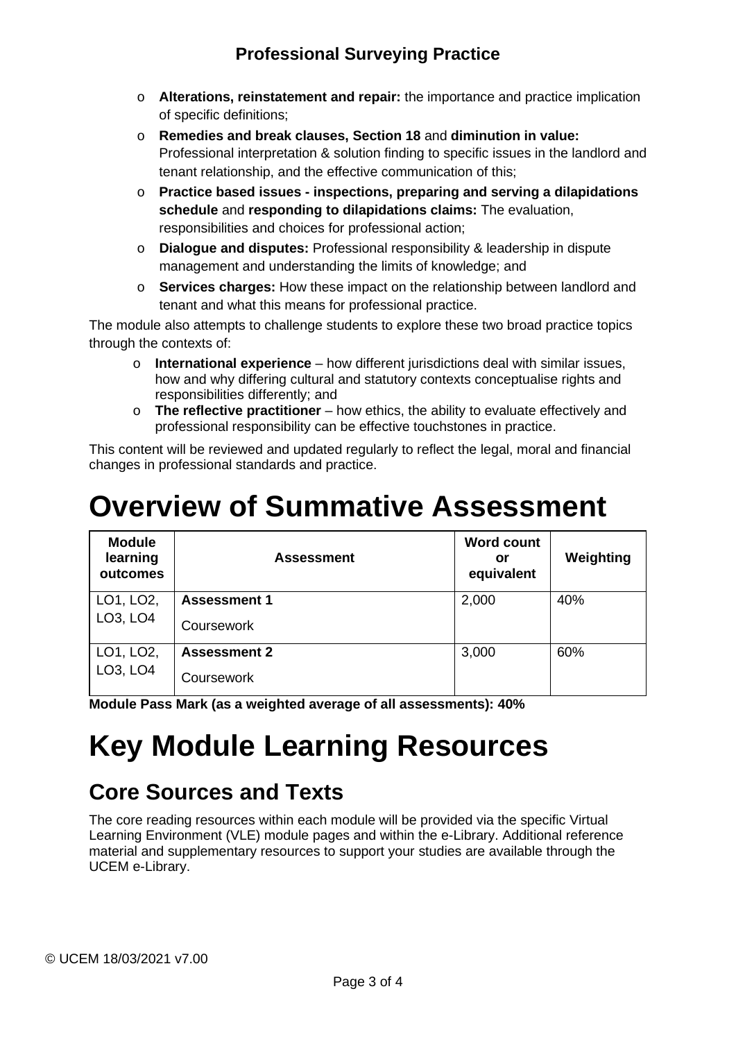- **Alterations, reinstatement and repair:** the importance and practice implication of specific definitions;
- **Remedies and break clauses, Section 18** and **diminution in value:** Professional interpretation & solution finding to specific issues in the landlord and tenant relationship, and the effective communication of this;
- **Practice based issues - inspections, preparing and serving a dilapidations schedule** and **responding to dilapidations claims:** The evaluation, responsibilities and choices for professional action;
- **Dialogue and disputes:** Professional responsibility & leadership in dispute management and understanding the limits of knowledge; and
- **Services charges:** How these impact on the relationship between landlord and tenant and what this means for professional practice.

The module also attempts to challenge students to explore these two broad practice topics through the contexts of:

- **International experience** – how different jurisdictions deal with similar issues, how and why differing cultural and statutory contexts conceptualise rights and responsibilities differently; and
- **The reflective practitioner** – how ethics, the ability to evaluate effectively and professional responsibility can be effective touchstones in practice.

This content will be reviewed and updated regularly to reflect the legal, moral and financial changes in professional standards and practice.

# Overview of Summative Assessment

| Module learning outcomes | Assessment | Word count or equivalent | Weighting |
|---|---|---|---|
| LO1, LO2, LO3, LO4 | **Assessment 1** Coursework | 2,000 | 40% |
| LO1, LO2, LO3, LO4 | **Assessment 2** Coursework | 3,000 | 60% |

**Module Pass Mark (as a weighted average of all assessments): 40%**

# Key Module Learning Resources

## Core Sources and Texts

The core reading resources within each module will be provided via the specific Virtual Learning Environment (VLE) module pages and within the e-Library. Additional reference material and supplementary resources to support your studies are available through the UCEM e-Library.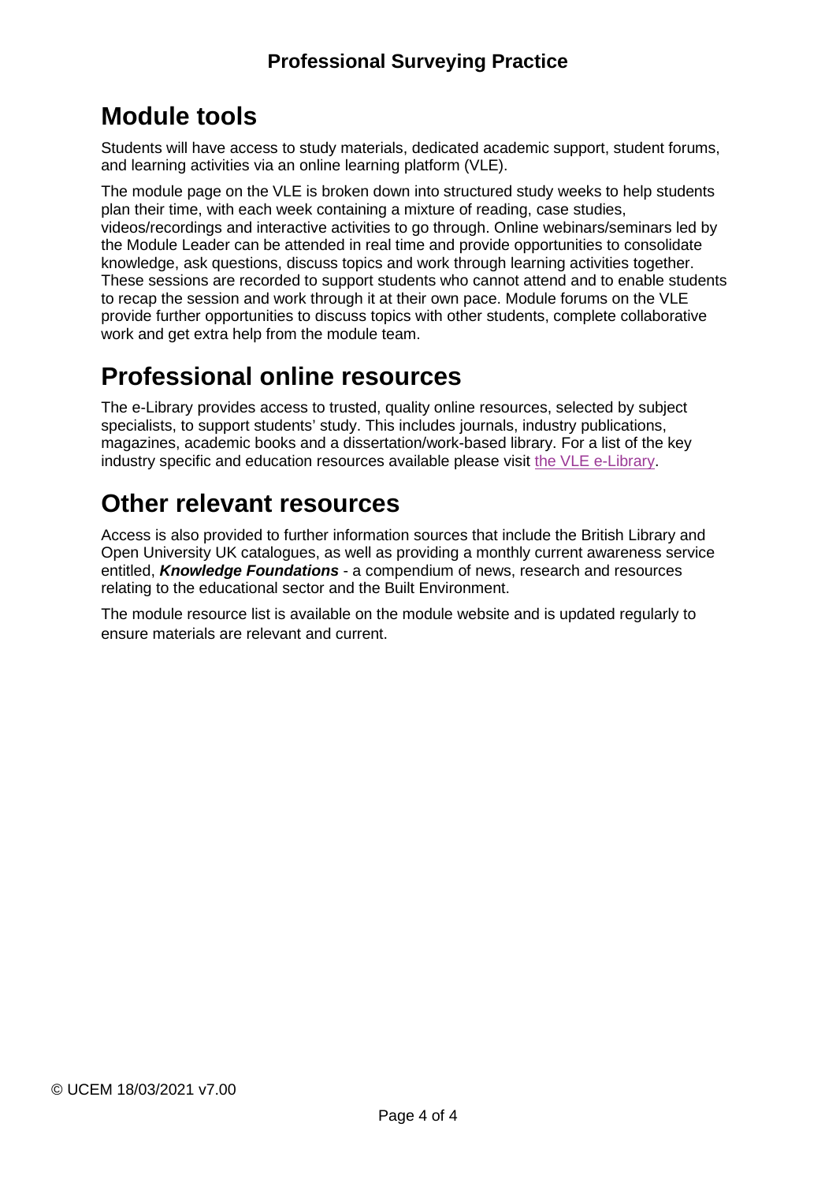# Module tools

Students will have access to study materials, dedicated academic support, student forums, and learning activities via an online learning platform (VLE).

The module page on the VLE is broken down into structured study weeks to help students plan their time, with each week containing a mixture of reading, case studies, videos/recordings and interactive activities to go through. Online webinars/seminars led by the Module Leader can be attended in real time and provide opportunities to consolidate knowledge, ask questions, discuss topics and work through learning activities together. These sessions are recorded to support students who cannot attend and to enable students to recap the session and work through it at their own pace. Module forums on the VLE provide further opportunities to discuss topics with other students, complete collaborative work and get extra help from the module team.

# Professional online resources

The e-Library provides access to trusted, quality online resources, selected by subject specialists, to support students' study. This includes journals, industry publications, magazines, academic books and a dissertation/work-based library. For a list of the key industry specific and education resources available please visit the VLE e-Library.

# Other relevant resources

Access is also provided to further information sources that include the British Library and Open University UK catalogues, as well as providing a monthly current awareness service entitled, ***Knowledge Foundations*** - a compendium of news, research and resources relating to the educational sector and the Built Environment.

The module resource list is available on the module website and is updated regularly to ensure materials are relevant and current.

© UCEM 18/03/2021 v7.00